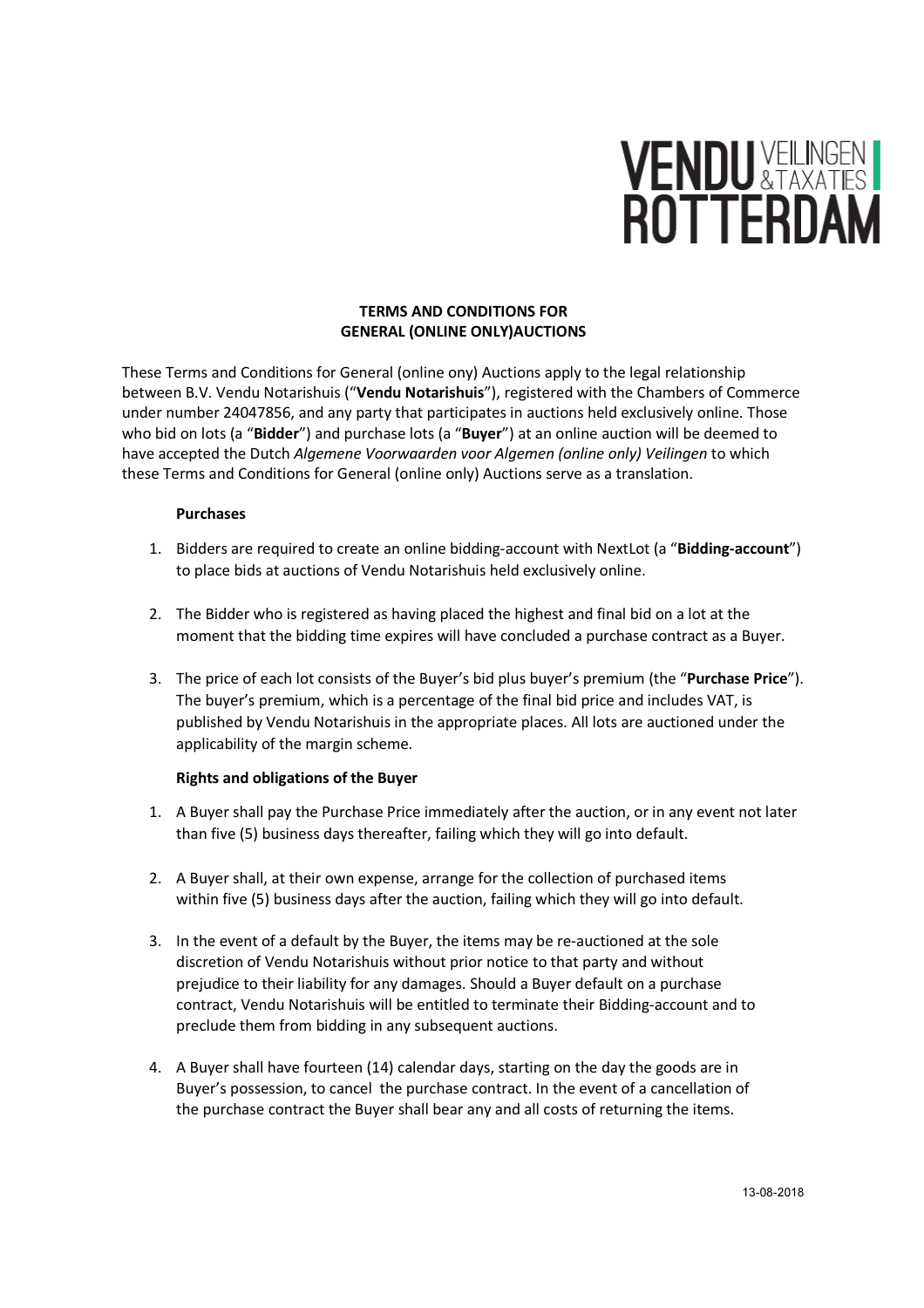VENDU VEILINGEN & TAXATIES ROTTERDAM

**TERMS AND CONDITIONS FOR GENERAL (ONLINE ONLY)AUCTIONS**

These Terms and Conditions for General (online ony) Auctions apply to the legal relationship between B.V. Vendu Notarishuis ("**Vendu Notarishuis**"), registered with the Chambers of Commerce under number 24047856, and any party that participates in auctions held exclusively online. Those who bid on lots (a "**Bidder**") and purchase lots (a "**Buyer**") at an online auction will be deemed to have accepted the Dutch *Algemene Voorwaarden voor Algemen (online only) Veilingen* to which these Terms and Conditions for General (online only) Auctions serve as a translation.

**Purchases**

1. Bidders are required to create an online bidding-account with NextLot (a "**Bidding-account**") to place bids at auctions of Vendu Notarishuis held exclusively online.

2. The Bidder who is registered as having placed the highest and final bid on a lot at the moment that the bidding time expires will have concluded a purchase contract as a Buyer.

3. The price of each lot consists of the Buyer's bid plus buyer's premium (the "**Purchase Price**"). The buyer's premium, which is a percentage of the final bid price and includes VAT, is published by Vendu Notarishuis in the appropriate places. All lots are auctioned under the applicability of the margin scheme.

**Rights and obligations of the Buyer**

1. A Buyer shall pay the Purchase Price immediately after the auction, or in any event not later than five (5) business days thereafter, failing which they will go into default.

2. A Buyer shall, at their own expense, arrange for the collection of purchased items within five (5) business days after the auction, failing which they will go into default.

3. In the event of a default by the Buyer, the items may be re-auctioned at the sole discretion of Vendu Notarishuis without prior notice to that party and without prejudice to their liability for any damages. Should a Buyer default on a purchase contract, Vendu Notarishuis will be entitled to terminate their Bidding-account and to preclude them from bidding in any subsequent auctions.

4. A Buyer shall have fourteen (14) calendar days, starting on the day the goods are in Buyer's possession, to cancel the purchase contract. In the event of a cancellation of the purchase contract the Buyer shall bear any and all costs of returning the items.

13-08-2018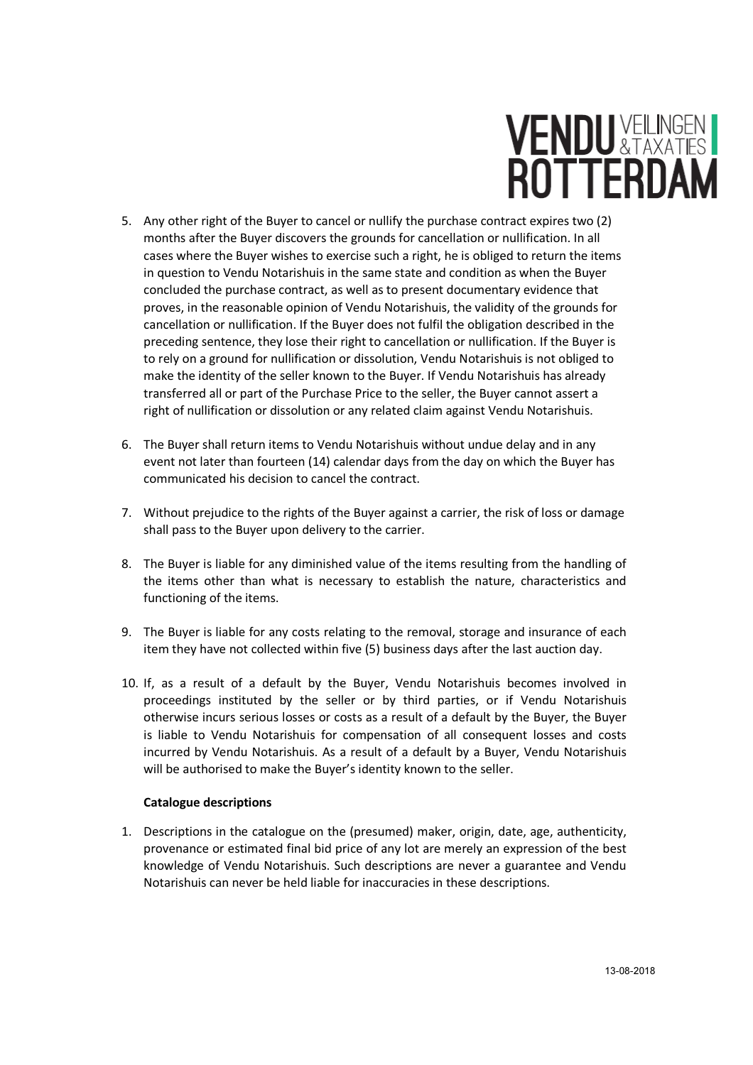5. Any other right of the Buyer to cancel or nullify the purchase contract expires two (2) months after the Buyer discovers the grounds for cancellation or nullification. In all cases where the Buyer wishes to exercise such a right, he is obliged to return the items in question to Vendu Notarishuis in the same state and condition as when the Buyer concluded the purchase contract, as well as to present documentary evidence that proves, in the reasonable opinion of Vendu Notarishuis, the validity of the grounds for cancellation or nullification. If the Buyer does not fulfil the obligation described in the preceding sentence, they lose their right to cancellation or nullification. If the Buyer is to rely on a ground for nullification or dissolution, Vendu Notarishuis is not obliged to make the identity of the seller known to the Buyer. If Vendu Notarishuis has already transferred all or part of the Purchase Price to the seller, the Buyer cannot assert a right of nullification or dissolution or any related claim against Vendu Notarishuis.

6. The Buyer shall return items to Vendu Notarishuis without undue delay and in any event not later than fourteen (14) calendar days from the day on which the Buyer has communicated his decision to cancel the contract.

7. Without prejudice to the rights of the Buyer against a carrier, the risk of loss or damage shall pass to the Buyer upon delivery to the carrier.

8. The Buyer is liable for any diminished value of the items resulting from the handling of the items other than what is necessary to establish the nature, characteristics and functioning of the items.

9. The Buyer is liable for any costs relating to the removal, storage and insurance of each item they have not collected within five (5) business days after the last auction day.

10. If, as a result of a default by the Buyer, Vendu Notarishuis becomes involved in proceedings instituted by the seller or by third parties, or if Vendu Notarishuis otherwise incurs serious losses or costs as a result of a default by the Buyer, the Buyer is liable to Vendu Notarishuis for compensation of all consequent losses and costs incurred by Vendu Notarishuis. As a result of a default by a Buyer, Vendu Notarishuis will be authorised to make the Buyer's identity known to the seller.

**Catalogue descriptions**

1. Descriptions in the catalogue on the (presumed) maker, origin, date, age, authenticity, provenance or estimated final bid price of any lot are merely an expression of the best knowledge of Vendu Notarishuis. Such descriptions are never a guarantee and Vendu Notarishuis can never be held liable for inaccuracies in these descriptions.

13-08-2018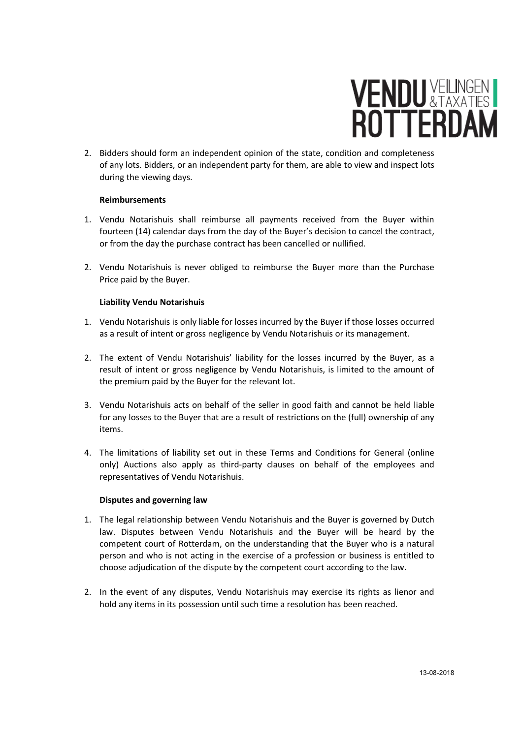2. Bidders should form an independent opinion of the state, condition and completeness of any lots. Bidders, or an independent party for them, are able to view and inspect lots during the viewing days.

**Reimbursements**

1. Vendu Notarishuis shall reimburse all payments received from the Buyer within fourteen (14) calendar days from the day of the Buyer's decision to cancel the contract, or from the day the purchase contract has been cancelled or nullified.

2. Vendu Notarishuis is never obliged to reimburse the Buyer more than the Purchase Price paid by the Buyer.

**Liability Vendu Notarishuis**

1. Vendu Notarishuis is only liable for losses incurred by the Buyer if those losses occurred as a result of intent or gross negligence by Vendu Notarishuis or its management.

2. The extent of Vendu Notarishuis' liability for the losses incurred by the Buyer, as a result of intent or gross negligence by Vendu Notarishuis, is limited to the amount of the premium paid by the Buyer for the relevant lot.

3. Vendu Notarishuis acts on behalf of the seller in good faith and cannot be held liable for any losses to the Buyer that are a result of restrictions on the (full) ownership of any items.

4. The limitations of liability set out in these Terms and Conditions for General (online only) Auctions also apply as third-party clauses on behalf of the employees and representatives of Vendu Notarishuis.

**Disputes and governing law**

1. The legal relationship between Vendu Notarishuis and the Buyer is governed by Dutch law. Disputes between Vendu Notarishuis and the Buyer will be heard by the competent court of Rotterdam, on the understanding that the Buyer who is a natural person and who is not acting in the exercise of a profession or business is entitled to choose adjudication of the dispute by the competent court according to the law.

2. In the event of any disputes, Vendu Notarishuis may exercise its rights as lienor and hold any items in its possession until such time a resolution has been reached.

13-08-2018